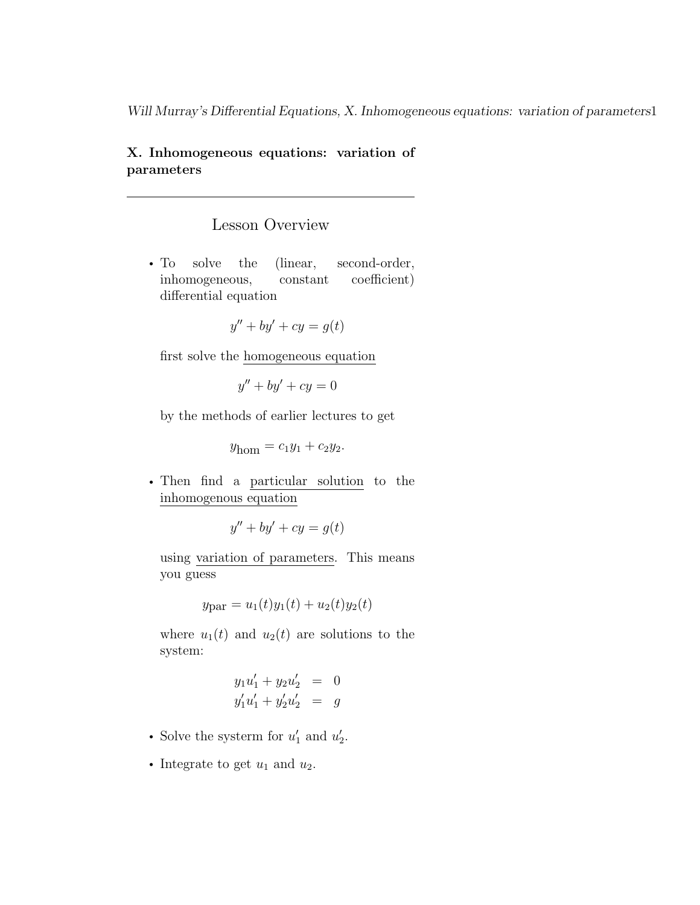**X. Inhomogeneous equations: variation of parameters**

---

## Lesson Overview

- To solve the (linear, second-order, inhomogeneous, constant coefficient) differential equation

  $$y'' + by' + cy = g(t)$$

  first solve the homogeneous equation

  $$y'' + by' + cy = 0$$

  by the methods of earlier lectures to get

  $$y_{\text{hom}} = c_1 y_1 + c_2 y_2.$$

- Then find a particular solution to the inhomogenous equation

  $$y'' + by' + cy = g(t)$$

  using variation of parameters. This means you guess

  $$y_{\text{par}} = u_1(t)y_1(t) + u_2(t)y_2(t)$$

  where $u_1(t)$ and $u_2(t)$ are solutions to the system:

  $$\begin{aligned} y_1 u_1' + y_2 u_2' &= 0 \\ y_1' u_1' + y_2' u_2' &= g \end{aligned}$$

- Solve the systerm for $u_1'$ and $u_2'$.

- Integrate to get $u_1$ and $u_2$.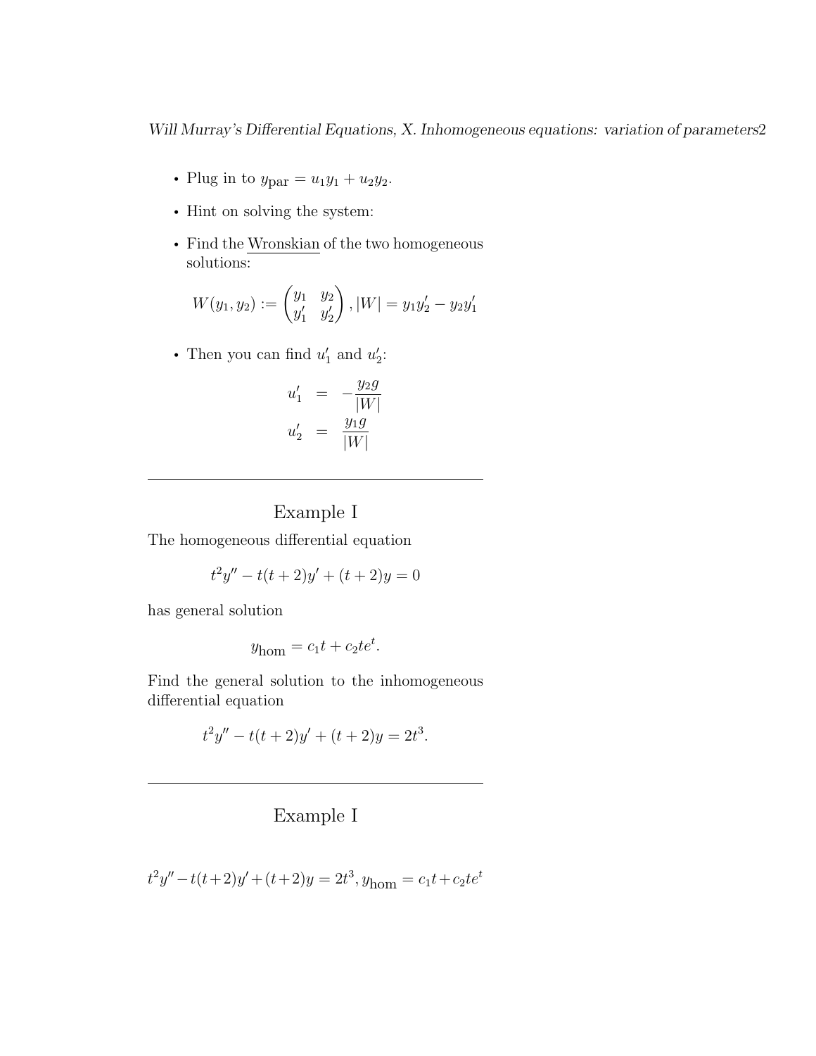- Plug in to $y_{\text{par}} = u_1 y_1 + u_2 y_2$.
- Hint on solving the system:
- Find the Wronskian of the two homogeneous solutions:

$$W(y_1, y_2) := \begin{pmatrix} y_1 & y_2 \\ y_1' & y_2' \end{pmatrix}, |W| = y_1 y_2' - y_2 y_1'$$

- Then you can find $u_1'$ and $u_2'$:

$$\begin{aligned} u_1' &= -\frac{y_2 g}{|W|} \\ u_2' &= \frac{y_1 g}{|W|} \end{aligned}$$

---

## Example I

The homogeneous differential equation

$$t^2 y'' - t(t+2)y' + (t+2)y = 0$$

has general solution

$$y_{\text{hom}} = c_1 t + c_2 t e^t.$$

Find the general solution to the inhomogeneous differential equation

$$t^2 y'' - t(t+2)y' + (t+2)y = 2t^3.$$

---

## Example I

$t^2 y'' - t(t+2)y' + (t+2)y = 2t^3, y_{\text{hom}} = c_1 t + c_2 t e^t$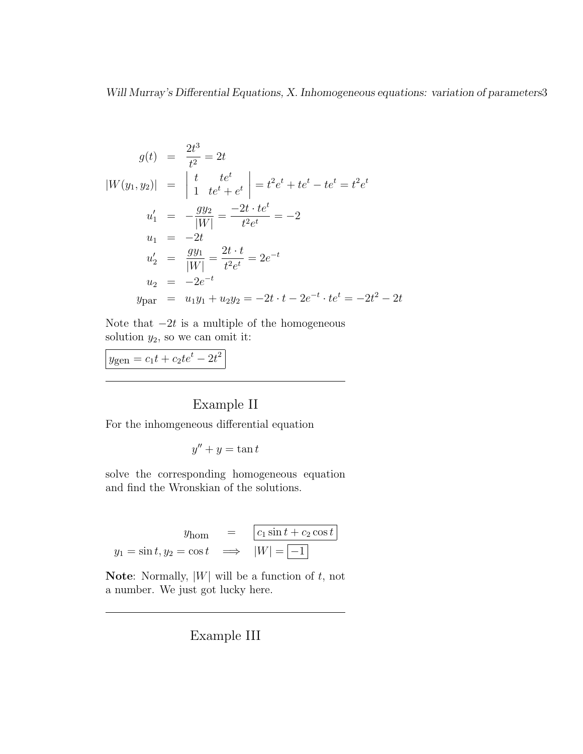$$
\begin{aligned}
g(t) &= \frac{2t^3}{t^2} = 2t \\
|W(y_1, y_2)| &= \begin{vmatrix} t & te^t \\ 1 & te^t + e^t \end{vmatrix} = t^2e^t + te^t - te^t = t^2e^t \\
u_1' &= -\frac{gy_2}{|W|} = \frac{-2t \cdot te^t}{t^2e^t} = -2 \\
u_1 &= -2t \\
u_2' &= \frac{gy_1}{|W|} = \frac{2t \cdot t}{t^2e^t} = 2e^{-t} \\
u_2 &= -2e^{-t} \\
y_{\text{par}} &= u_1y_1 + u_2y_2 = -2t \cdot t - 2e^{-t} \cdot te^t = -2t^2 - 2t
\end{aligned}
$$

Note that $-2t$ is a multiple of the homogeneous solution $y_2$, so we can omit it:

$$
\boxed{y_{\text{gen}} = c_1t + c_2te^t - 2t^2}
$$

---

## Example II

For the inhomgeneous differential equation

$$
y'' + y = \tan t
$$

solve the corresponding homogeneous equation and find the Wronskian of the solutions.

$$
\begin{aligned}
y_{\text{hom}} &= \boxed{c_1 \sin t + c_2 \cos t} \\
y_1 = \sin t, y_2 = \cos t &\implies |W| = \boxed{-1}
\end{aligned}
$$

**Note**: Normally, $|W|$ will be a function of $t$, not a number. We just got lucky here.

---

## Example III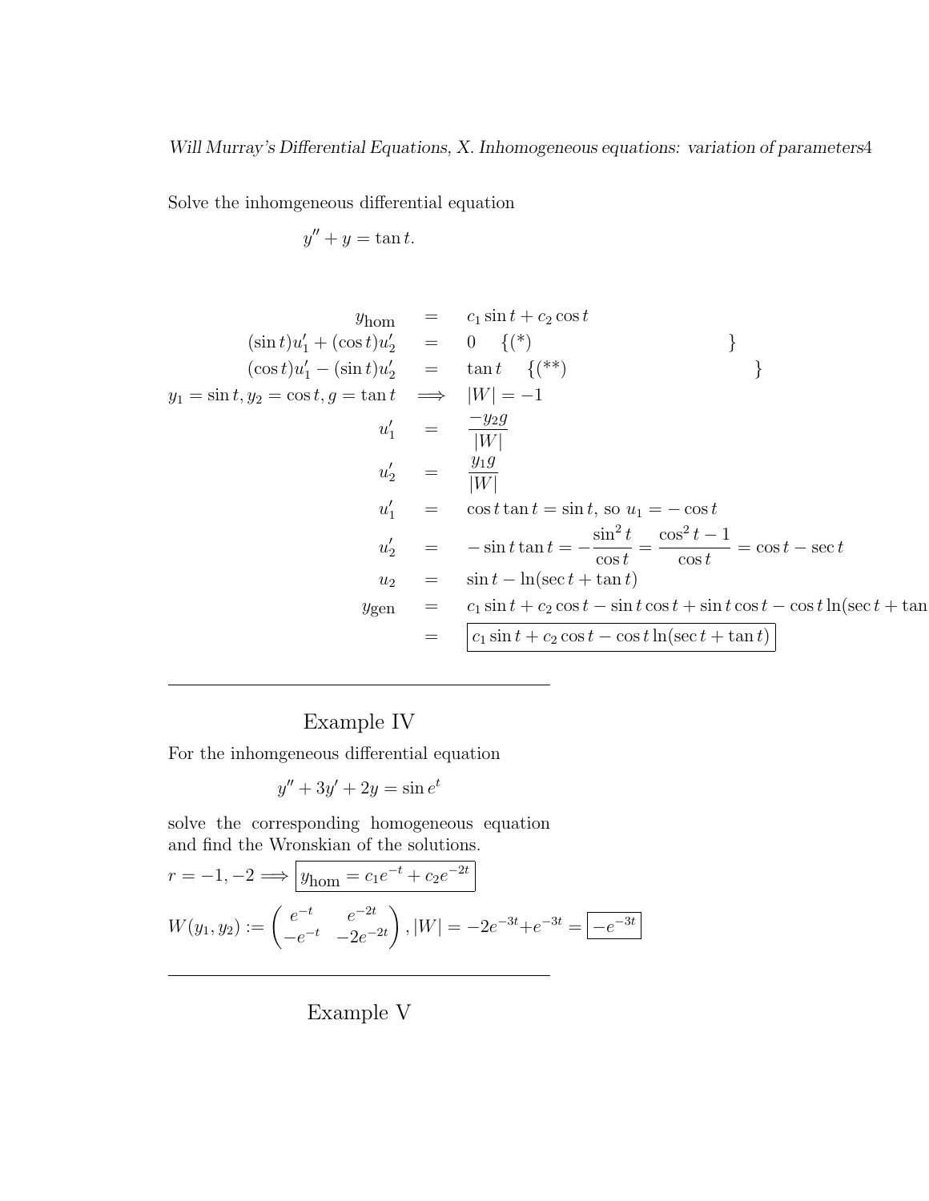Solve the inhomgeneous differential equation

$$y'' + y = \tan t.$$

$$\begin{aligned}
y_{\text{hom}} &= c_1 \sin t + c_2 \cos t \\
(\sin t)u_1' + (\cos t)u_2' &= 0 \quad \{(*) \quad \} \\
(\cos t)u_1' - (\sin t)u_2' &= \tan t \quad \{(**) \quad \} \\
y_1 = \sin t, y_2 = \cos t, g = \tan t &\implies |W| = -1 \\
u_1' &= \frac{-y_2 g}{|W|} \\
u_2' &= \frac{y_1 g}{|W|} \\
u_1' &= \cos t \tan t = \sin t, \text{ so } u_1 = -\cos t \\
u_2' &= -\sin t \tan t = -\frac{\sin^2 t}{\cos t} = \frac{\cos^2 t - 1}{\cos t} = \cos t - \sec t \\
u_2 &= \sin t - \ln(\sec t + \tan t) \\
y_{\text{gen}} &= c_1 \sin t + c_2 \cos t - \sin t \cos t + \sin t \cos t - \cos t \ln(\sec t + \tan t) \\
&= \boxed{c_1 \sin t + c_2 \cos t - \cos t \ln(\sec t + \tan t)}
\end{aligned}$$

---

## Example IV

For the inhomgeneous differential equation

$$y'' + 3y' + 2y = \sin e^t$$

solve the corresponding homogeneous equation and find the Wronskian of the solutions.

$r = -1, -2 \implies \boxed{y_{\text{hom}} = c_1 e^{-t} + c_2 e^{-2t}}$

$W(y_1, y_2) := \begin{pmatrix} e^{-t} & e^{-2t} \\ -e^{-t} & -2e^{-2t} \end{pmatrix}, |W| = -2e^{-3t} + e^{-3t} = \boxed{-e^{-3t}}$

---

## Example V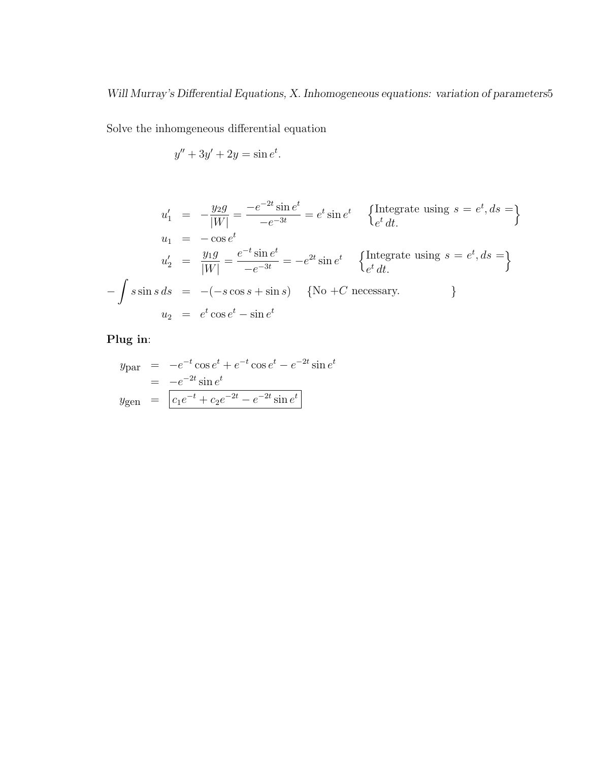Solve the inhomgeneous differential equation

$$y'' + 3y' + 2y = \sin e^t.$$

$$\begin{aligned}
u_1' &= -\frac{y_2 g}{|W|} = \frac{-e^{-2t}\sin e^t}{-e^{-3t}} = e^t \sin e^t \qquad \left\{\begin{array}{l}\text{Integrate using } s = e^t, ds = \\ e^t\, dt.\end{array}\right\} \\
u_1 &= -\cos e^t \\
u_2' &= \frac{y_1 g}{|W|} = \frac{e^{-t}\sin e^t}{-e^{-3t}} = -e^{2t}\sin e^t \qquad \left\{\begin{array}{l}\text{Integrate using } s = e^t, ds = \\ e^t\, dt.\end{array}\right\} \\
-\int s \sin s\, ds &= -(-s\cos s + \sin s) \qquad \{\text{No } +C \text{ necessary.} \} \\
u_2 &= e^t \cos e^t - \sin e^t
\end{aligned}$$

**Plug in**:

$$\begin{aligned}
y_{\text{par}} &= -e^{-t}\cos e^t + e^{-t}\cos e^t - e^{-2t}\sin e^t \\
&= -e^{-2t}\sin e^t \\
y_{\text{gen}} &= \boxed{c_1 e^{-t} + c_2 e^{-2t} - e^{-2t}\sin e^t}
\end{aligned}$$